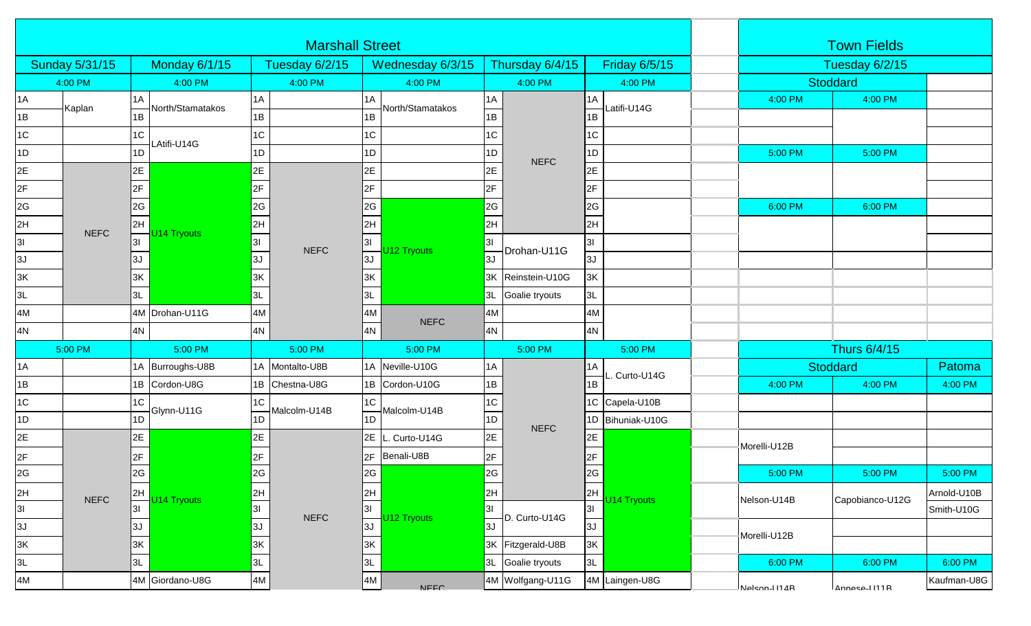## Marshall Street

| Sunday 5/31/15 | | Monday 6/1/15 | | Tuesday 6/2/15 | | Wednesday 6/3/15 | | Thursday 6/4/15 | | Friday 6/5/15 | |
|---|---|---|---|---|---|---|---|---|---|---|---|
| 4:00 PM | | 4:00 PM | | 4:00 PM | | 4:00 PM | | 4:00 PM | | 4:00 PM | |
| 1A | Kaplan | 1A | North/Stamatakos | 1A | | 1A | North/Stamatakos | 1A | NEFC | 1A | Latifi-U14G |
| 1B | | 1B | | 1B | | 1B | | 1B | | 1B | |
| 1C | | 1C | LAtifi-U14G | 1C | | 1C | | 1C | | 1C | |
| 1D | | 1D | | 1D | | 1D | | 1D | | 1D | |
| 2E | NEFC | 2E | U14 Tryouts | 2E | NEFC | 2E | | 2E | | 2E | |
| 2F | | 2F | | 2F | | 2F | | 2F | | 2F | |
| 2G | | 2G | | 2G | | 2G | U12 Tryouts | 2G | | 2G | |
| 2H | | 2H | | 2H | | 2H | | 2H | | 2H | |
| 3I | | 3I | | 3I | | 3I | | 3I | Drohan-U11G | 3I | |
| 3J | | 3J | | 3J | | 3J | | 3J | | 3J | |
| 3K | | 3K | | 3K | | 3K | | 3K | Reinstein-U10G | 3K | |
| 3L | | 3L | | 3L | | 3L | | 3L | Goalie tryouts | 3L | |
| 4M | | 4M | Drohan-U11G | 4M | | 4M | NEFC | 4M | | 4M | |
| 4N | | 4N | | 4N | | 4N | | 4N | | 4N | |
| 5:00 PM | | 5:00 PM | | 5:00 PM | | 5:00 PM | | 5:00 PM | | 5:00 PM | |
| 1A | | 1A | Burroughs-U8B | 1A | Montalto-U8B | 1A | Neville-U10G | 1A | NEFC | 1A | L. Curto-U14G |
| 1B | | 1B | Cordon-U8G | 1B | Chestna-U8G | 1B | Cordon-U10G | 1B | | 1B | |
| 1C | | 1C | Glynn-U11G | 1C | Malcolm-U14B | 1C | Malcolm-U14B | 1C | | 1C | Capela-U10B |
| 1D | | 1D | | 1D | | 1D | | 1D | | 1D | Bihuniak-U10G |
| 2E | NEFC | 2E | U14 Tryouts | 2E | NEFC | 2E | L. Curto-U14G | 2E | | 2E | U14 Tryouts |
| 2F | | 2F | | 2F | | 2F | Benali-U8B | 2F | | 2F | |
| 2G | | 2G | | 2G | | 2G | U12 Tryouts | 2G | | 2G | |
| 2H | | 2H | | 2H | | 2H | | 2H | | 2H | |
| 3I | | 3I | | 3I | | 3I | | 3I | D. Curto-U14G | 3I | |
| 3J | | 3J | | 3J | | 3J | | 3J | | 3J | |
| 3K | | 3K | | 3K | | 3K | | 3K | Fitzgerald-U8B | 3K | |
| 3L | | 3L | | 3L | | 3L | | 3L | Goalie tryouts | 3L | |
| 4M | | 4M | Giordano-U8G | 4M | | 4M | NEFC | 4M | Wolfgang-U11G | 4M | Laingen-U8G |

## Town Fields

| Tuesday 6/2/15 | | |
|---|---|---|
| Stoddard | | |
| 4:00 PM | 4:00 PM | |
| | | |
| | | |
| 5:00 PM | 5:00 PM | |
| | | |
| 6:00 PM | 6:00 PM | |
| | | |

| Thurs 6/4/15 | | |
|---|---|---|
| Stoddard | | Patoma |
| 4:00 PM | 4:00 PM | 4:00 PM |
| | | |
| | | |
| Morelli-U12B | | |
| 5:00 PM | 5:00 PM | 5:00 PM |
| Nelson-U14B | Capobianco-U12G | Arnold-U10B |
| | | Smith-U10G |
| Morelli-U12B | | |
| 6:00 PM | 6:00 PM | 6:00 PM |
| Nelson-U14B | Annese-U11B | Kaufman-U8G |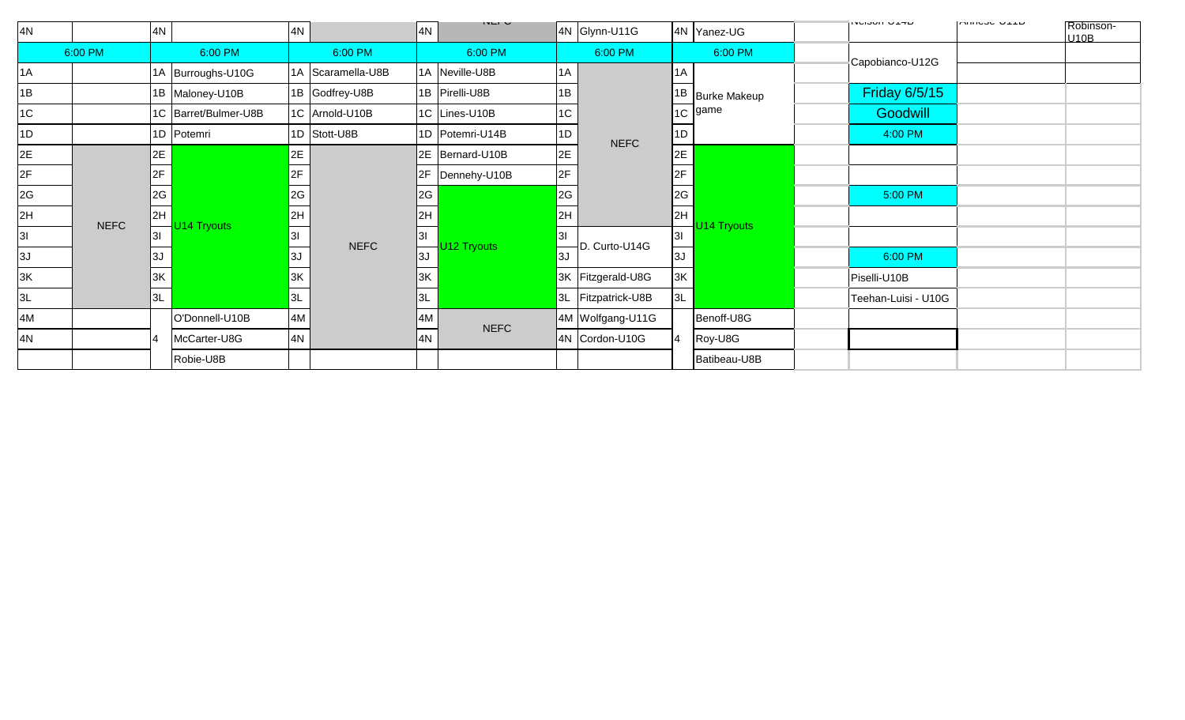| | | | | | | | | | | | | | | | |
|---|---|---|---|---|---|---|---|---|---|---|---|---|---|---|---|
| 4N | | 4N | | 4N | | 4N | NEFC | 4N | Glynn-U11G | 4N | Yanez-UG | | Nelson-U14B | Annese-U11B | Robinson-U10B |
| 6:00 PM | | 6:00 PM | | 6:00 PM | | 6:00 PM | | 6:00 PM | | 6:00 PM | | | Capobianco-U12G | | |
| 1A | | 1A | Burroughs-U10G | 1A | Scaramella-U8B | 1A | Neville-U8B | 1A | NEFC | 1A | Burke Makeup game | | | | |
| 1B | | 1B | Maloney-U10B | 1B | Godfrey-U8B | 1B | Pirelli-U8B | 1B | | 1B | | | Friday 6/5/15 | | |
| 1C | | 1C | Barret/Bulmer-U8B | 1C | Arnold-U10B | 1C | Lines-U10B | 1C | | 1C | | | Goodwill | | |
| 1D | | 1D | Potemri | 1D | Stott-U8B | 1D | Potemri-U14B | 1D | | 1D | | | 4:00 PM | | |
| 2E | NEFC | 2E | U14 Tryouts | 2E | NEFC | 2E | Bernard-U10B | 2E | | 2E | U14 Tryouts | | | | |
| 2F | | 2F | | 2F | | 2F | Dennehy-U10B | 2F | | 2F | | | | | |
| 2G | | 2G | | 2G | | 2G | U12 Tryouts | 2G | | 2G | | | 5:00 PM | | |
| 2H | | 2H | | 2H | | 2H | | 2H | | 2H | | | | | |
| 3I | | 3I | | 3I | | 3I | | 3I | D. Curto-U14G | 3I | | | | | |
| 3J | | 3J | | 3J | | 3J | | 3J | | 3J | | | 6:00 PM | | |
| 3K | | 3K | | 3K | | 3K | | 3K | Fitzgerald-U8G | 3K | | | Piselli-U10B | | |
| 3L | | 3L | | 3L | | 3L | | 3L | Fitzpatrick-U8B | 3L | | | Teehan-Luisi - U10G | | |
| 4M | | 4 | O'Donnell-U10B | 4M | | 4M | NEFC | 4M | Wolfgang-U11G | 4 | Benoff-U8G | | | | |
| 4N | | | McCarter-U8G | 4N | | 4N | | 4N | Cordon-U10G | | Roy-U8G | | | | |
| | | | Robie-U8B | | | | | | | | Batibeau-U8B | | | | |